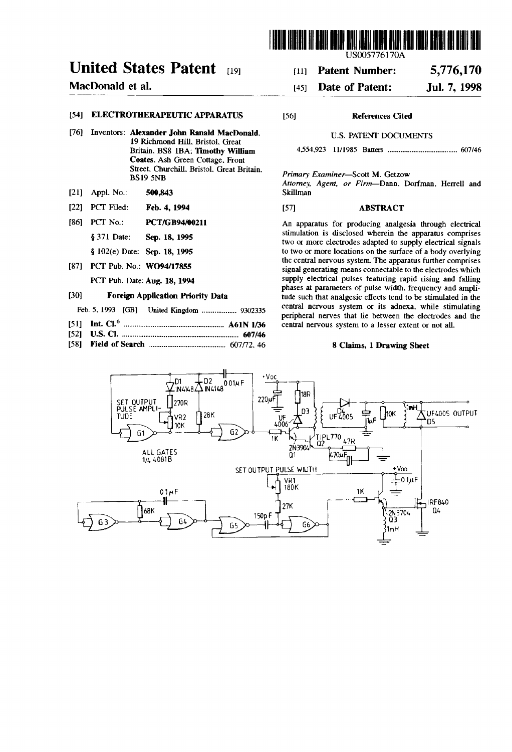US005776170A

# United States Patent [19]

**MacDonald et al.**

[11] **Patent Number: 5,776,170**

[45] **Date of Patent: Jul. 7, 1998**

[54] **ELECTROTHERAPEUTIC APPARATUS**

[76] Inventors: **Alexander John Ranald MacDonald**, 19 Richmond Hill, Bristol, Great Britain, BS8 1BA; **Timothy William Coates**, Ash Green Cottage, Front Street, Churchill, Bristol, Great Britain, BS19 5NB

[21] Appl. No.: **500,843**

[22] PCT Filed: **Feb. 4, 1994**

[86] PCT No.: **PCT/GB94/00211**

§ 371 Date: **Sep. 18, 1995**

§ 102(e) Date: **Sep. 18, 1995**

[87] PCT Pub. No.: **WO94/17855**

PCT Pub. Date: **Aug. 18, 1994**

[30] **Foreign Application Priority Data**

Feb. 5, 1993 [GB] United Kingdom .................. 9302335

[51] **Int. Cl.**[6] ...................................................... **A61N 1/36**

[52] **U.S. Cl.** .............................................................. **607/46**

[58] **Field of Search** .......................................... 607/72, 46

[56] **References Cited**

U.S. PATENT DOCUMENTS

4,554,923 11/1985 Batters ...................................... 607/46

*Primary Examiner*—Scott M. Getzow

*Attorney, Agent, or Firm*—Dann, Dorfman, Herrell and Skillman

[57] **ABSTRACT**

An apparatus for producing analgesia through electrical stimulation is disclosed wherein the apparatus comprises two or more electrodes adapted to supply electrical signals to two or more locations on the surface of a body overlying the central nervous system. The apparatus further comprises signal generating means connectable to the electrodes which supply electrical pulses featuring rapid rising and falling phases at parameters of pulse width, frequency and amplitude such that analgesic effects tend to be stimulated in the central nervous system or its adnexa, while stimulating peripheral nerves that lie between the electrodes and the central nervous system to a lesser extent or not all.

**8 Claims, 1 Drawing Sheet**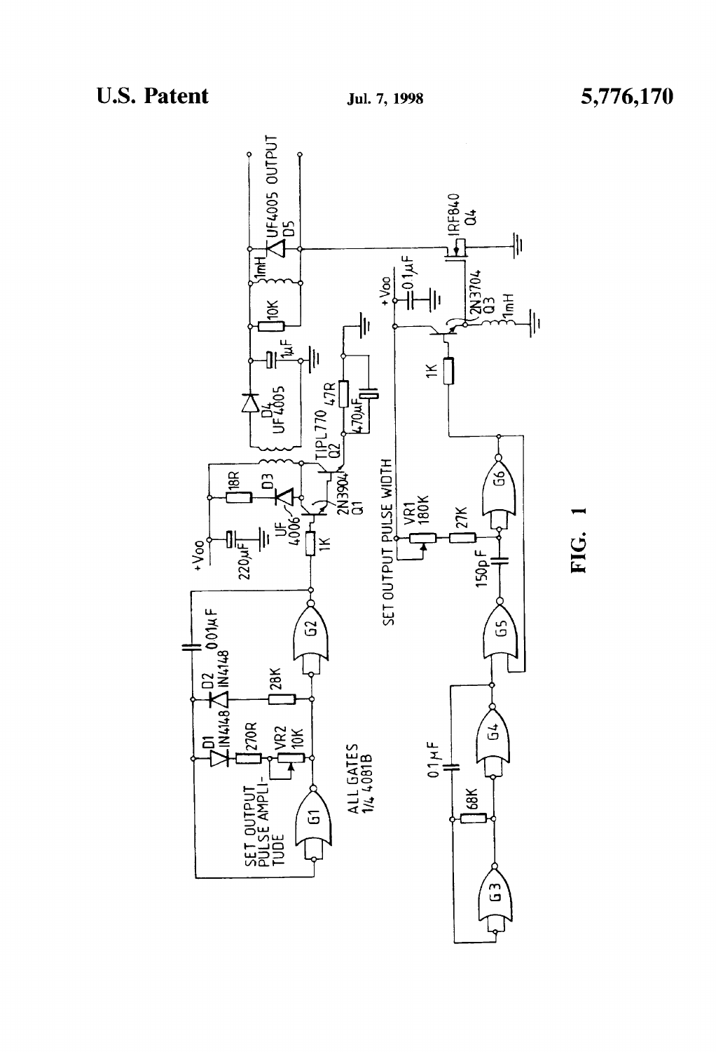FIG. 1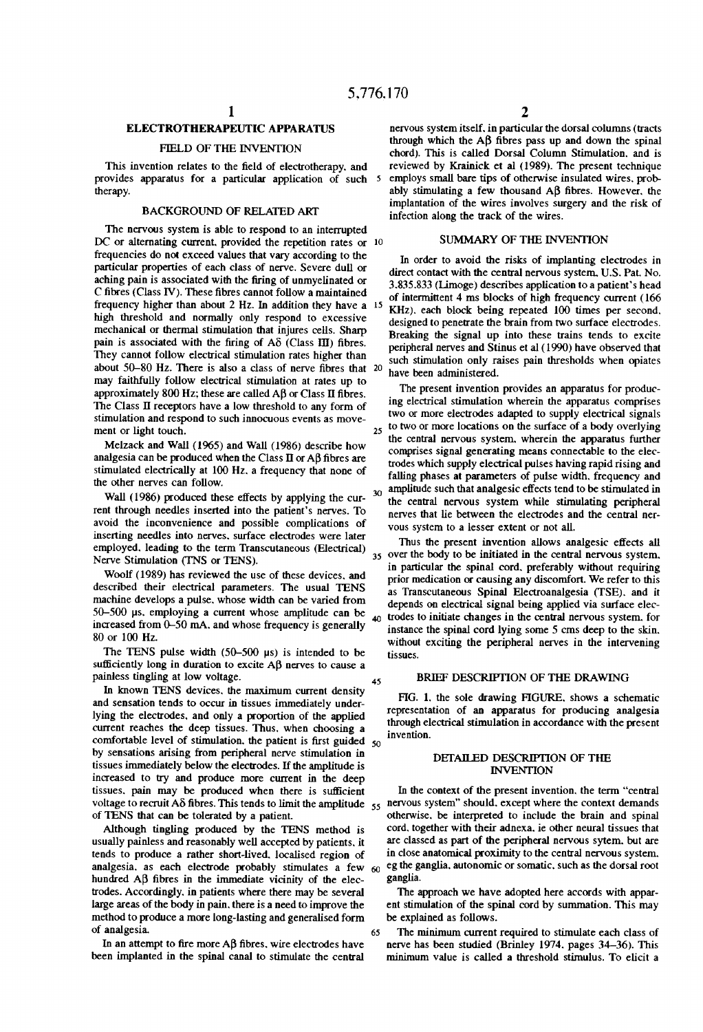# ELECTROTHERAPEUTIC APPARATUS

## FIELD OF THE INVENTION

This invention relates to the field of electrotherapy, and provides apparatus for a particular application of such therapy.

## BACKGROUND OF RELATED ART

The nervous system is able to respond to an interrupted DC or alternating current, provided the repetition rates or frequencies do not exceed values that vary according to the particular properties of each class of nerve. Severe dull or aching pain is associated with the firing of unmyelinated or C fibres (Class IV). These fibres cannot follow a maintained frequency higher than about 2 Hz. In addition they have a high threshold and normally only respond to excessive mechanical or thermal stimulation that injures cells. Sharp pain is associated with the firing of Aδ (Class III) fibres. They cannot follow electrical stimulation rates higher than about 50–80 Hz. There is also a class of nerve fibres that may faithfully follow electrical stimulation at rates up to approximately 800 Hz; these are called Aβ or Class II fibres. The Class II receptors have a low threshold to any form of stimulation and respond to such innocuous events as movement or light touch.

Melzack and Wall (1965) and Wall (1986) describe how analgesia can be produced when the Class II or Aβ fibres are stimulated electrically at 100 Hz, a frequency that none of the other nerves can follow.

Wall (1986) produced these effects by applying the current through needles inserted into the patient's nerves. To avoid the inconvenience and possible complications of inserting needles into nerves, surface electrodes were later employed, leading to the term Transcutaneous (Electrical) Nerve Stimulation (TNS or TENS).

Woolf (1989) has reviewed the use of these devices, and described their electrical parameters. The usual TENS machine develops a pulse, whose width can be varied from 50–500 μs, employing a current whose amplitude can be increased from 0–50 mA, and whose frequency is generally 80 or 100 Hz.

The TENS pulse width (50–500 μs) is intended to be sufficiently long in duration to excite Aβ nerves to cause a painless tingling at low voltage.

In known TENS devices, the maximum current density and sensation tends to occur in tissues immediately underlying the electrodes, and only a proportion of the applied current reaches the deep tissues. Thus, when choosing a comfortable level of stimulation, the patient is first guided by sensations arising from peripheral nerve stimulation in tissues immediately below the electrodes. If the amplitude is increased to try and produce more current in the deep tissues, pain may be produced when there is sufficient voltage to recruit Aδ fibres. This tends to limit the amplitude of TENS that can be tolerated by a patient.

Although tingling produced by the TENS method is usually painless and reasonably well accepted by patients, it tends to produce a rather short-lived, localised region of analgesia, as each electrode probably stimulates a few hundred Aβ fibres in the immediate vicinity of the electrodes. Accordingly, in patients where there may be several large areas of the body in pain, there is a need to improve the method to produce a more long-lasting and generalised form of analgesia.

In an attempt to fire more Aβ fibres, wire electrodes have been implanted in the spinal canal to stimulate the central nervous system itself, in particular the dorsal columns (tracts through which the Aβ fibres pass up and down the spinal chord). This is called Dorsal Column Stimulation, and is reviewed by Krainick et al (1989). The present technique employs small bare tips of otherwise insulated wires, probably stimulating a few thousand Aβ fibres. However, the implantation of the wires involves surgery and the risk of infection along the track of the wires.

## SUMMARY OF THE INVENTION

In order to avoid the risks of implanting electrodes in direct contact with the central nervous system, U.S. Pat. No. 3,835,833 (Limoge) describes application to a patient's head of intermittent 4 ms blocks of high frequency current (166 KHz), each block being repeated 100 times per second, designed to penetrate the brain from two surface electrodes. Breaking the signal up into these trains tends to excite peripheral nerves and Stinus et al (1990) have observed that such stimulation only raises pain thresholds when opiates have been administered.

The present invention provides an apparatus for producing electrical stimulation wherein the apparatus comprises two or more electrodes adapted to supply electrical signals to two or more locations on the surface of a body overlying the central nervous system, wherein the apparatus further comprises signal generating means connectable to the electrodes which supply electrical pulses having rapid rising and falling phases at parameters of pulse width, frequency and amplitude such that analgesic effects tend to be stimulated in the central nervous system while stimulating peripheral nerves that lie between the electrodes and the central nervous system to a lesser extent or not all.

Thus the present invention allows analgesic effects all over the body to be initiated in the central nervous system, in particular the spinal cord, preferably without requiring prior medication or causing any discomfort. We refer to this as Transcutaneous Spinal Electroanalgesia (TSE), and it depends on electrical signal being applied via surface electrodes to initiate changes in the central nervous system, for instance the spinal cord lying some 5 cms deep to the skin, without exciting the peripheral nerves in the intervening tissues.

## BRIEF DESCRIPTION OF THE DRAWING

FIG. 1, the sole drawing FIGURE, shows a schematic representation of an apparatus for producing analgesia through electrical stimulation in accordance with the present invention.

## DETAILED DESCRIPTION OF THE INVENTION

In the context of the present invention, the term "central nervous system" should, except where the context demands otherwise, be interpreted to include the brain and spinal cord, together with their adnexa, ie other neural tissues that are classed as part of the peripheral nervous sytem, but are in close anatomical proximity to the central nervous system, eg the ganglia, autonomic or somatic, such as the dorsal root ganglia.

The approach we have adopted here accords with apparent stimulation of the spinal cord by summation. This may be explained as follows.

The minimum current required to stimulate each class of nerve has been studied (Brinley 1974, pages 34–36). This minimum value is called a threshold stimulus. To elicit a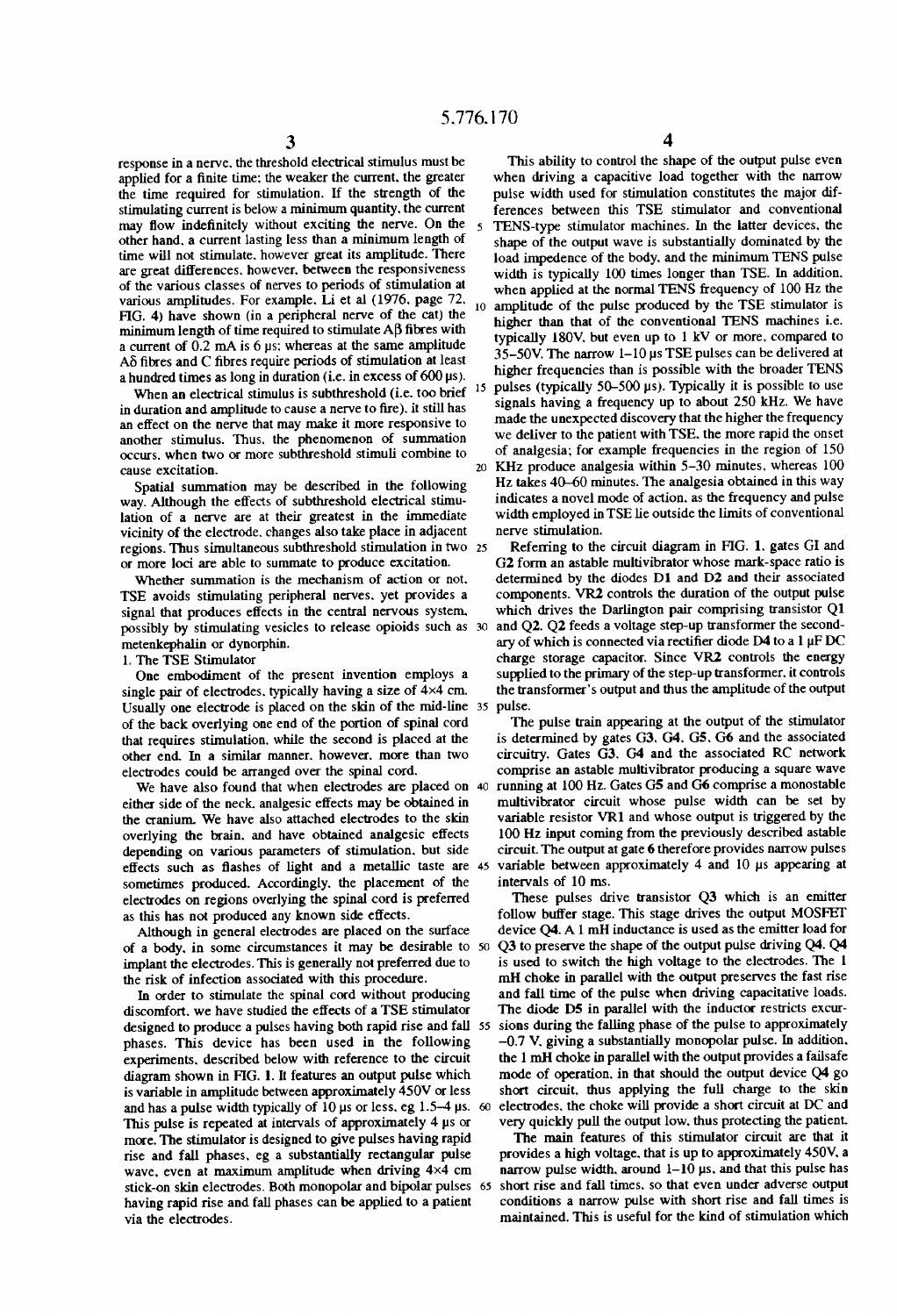response in a nerve, the threshold electrical stimulus must be applied for a finite time; the weaker the current, the greater the time required for stimulation. If the strength of the stimulating current is below a minimum quantity, the current may flow indefinitely without exciting the nerve. On the other hand, a current lasting less than a minimum length of time will not stimulate, however great its amplitude. There are great differences, however, between the responsiveness of the various classes of nerves to periods of stimulation at various amplitudes. For example, Li et al (1976, page 72, FIG. 4) have shown (in a peripheral nerve of the cat) the minimum length of time required to stimulate Aβ fibres with a current of 0.2 mA is 6 μs; whereas at the same amplitude Aδ fibres and C fibres require periods of stimulation at least a hundred times as long in duration (i.e. in excess of 600 μs).

When an electrical stimulus is subthreshold (i.e. too brief in duration and amplitude to cause a nerve to fire), it still has an effect on the nerve that may make it more responsive to another stimulus. Thus, the phenomenon of summation occurs, when two or more subthreshold stimuli combine to cause excitation.

Spatial summation may be described in the following way. Although the effects of subthreshold electrical stimulation of a nerve are at their greatest in the immediate vicinity of the electrode, changes also take place in adjacent regions. Thus simultaneous subthreshold stimulation in two or more loci are able to summate to produce excitation.

Whether summation is the mechanism of action or not, TSE avoids stimulating peripheral nerves, yet provides a signal that produces effects in the central nervous system, possibly by stimulating vesicles to release opioids such as metenkephalin or dynorphin.

1. The TSE Stimulator

One embodiment of the present invention employs a single pair of electrodes, typically having a size of 4×4 cm. Usually one electrode is placed on the skin of the mid-line of the back overlying one end of the portion of spinal cord that requires stimulation, while the second is placed at the other end. In a similar manner, however, more than two electrodes could be arranged over the spinal cord.

We have also found that when electrodes are placed on either side of the neck, analgesic effects may be obtained in the cranium. We have also attached electrodes to the skin overlying the brain, and have obtained analgesic effects depending on various parameters of stimulation, but side effects such as flashes of light and a metallic taste are sometimes produced. Accordingly, the placement of the electrodes on regions overlying the spinal cord is preferred as this has not produced any known side effects.

Although in general electrodes are placed on the surface of a body, in some circumstances it may be desirable to implant the electrodes. This is generally not preferred due to the risk of infection associated with this procedure.

In order to stimulate the spinal cord without producing discomfort, we have studied the effects of a TSE stimulator designed to produce a pulses having both rapid rise and fall phases. This device has been used in the following experiments, described below with reference to the circuit diagram shown in FIG. 1. It features an output pulse which is variable in amplitude between approximately 450V or less and has a pulse width typically of 10 μs or less, eg 1.5–4 μs. This pulse is repeated at intervals of approximately 4 μs or more. The stimulator is designed to give pulses having rapid rise and fall phases, eg a substantially rectangular pulse wave, even at maximum amplitude when driving 4×4 cm stick-on skin electrodes. Both monopolar and bipolar pulses having rapid rise and fall phases can be applied to a patient via the electrodes.

This ability to control the shape of the output pulse even when driving a capacitive load together with the narrow pulse width used for stimulation constitutes the major differences between this TSE stimulator and conventional TENS-type stimulator machines. In the latter devices, the shape of the output wave is substantially dominated by the load impedence of the body, and the minimum TENS pulse width is typically 100 times longer than TSE. In addition, when applied at the normal TENS frequency of 100 Hz the amplitude of the pulse produced by the TSE stimulator is higher than that of the conventional TENS machines i.e. typically 180V, but even up to 1 kV or more, compared to 35–50V. The narrow 1–10 μs TSE pulses can be delivered at higher frequencies than is possible with the broader TENS pulses (typically 50–500 μs). Typically it is possible to use signals having a frequency up to about 250 kHz. We have made the unexpected discovery that the higher the frequency we deliver to the patient with TSE, the more rapid the onset of analgesia; for example frequencies in the region of 150 KHz produce analgesia within 5–30 minutes, whereas 100 Hz takes 40–60 minutes. The analgesia obtained in this way indicates a novel mode of action, as the frequency and pulse width employed in TSE lie outside the limits of conventional nerve stimulation.

Referring to the circuit diagram in FIG. 1, gates GI and G2 form an astable multivibrator whose mark-space ratio is determined by the diodes D1 and D2 and their associated components. VR2 controls the duration of the output pulse which drives the Darlington pair comprising transistor Q1 and Q2. Q2 feeds a voltage step-up transformer the secondary of which is connected via rectifier diode D4 to a 1 μF DC charge storage capacitor. Since VR2 controls the energy supplied to the primary of the step-up transformer, it controls the transformer's output and thus the amplitude of the output pulse.

The pulse train appearing at the output of the stimulator is determined by gates G3, G4, G5, G6 and the associated circuitry. Gates G3, G4 and the associated RC network comprise an astable multivibrator producing a square wave running at 100 Hz. Gates G5 and G6 comprise a monostable multivibrator circuit whose pulse width can be set by variable resistor VR1 and whose output is triggered by the 100 Hz input coming from the previously described astable circuit. The output at gate 6 therefore provides narrow pulses variable between approximately 4 and 10 μs appearing at intervals of 10 ms.

These pulses drive transistor Q3 which is an emitter follow buffer stage. This stage drives the output MOSFET device Q4. A 1 mH inductance is used as the emitter load for Q3 to preserve the shape of the output pulse driving Q4. Q4 is used to switch the high voltage to the electrodes. The 1 mH choke in parallel with the output preserves the fast rise and fall time of the pulse when driving capacitive loads. The diode D5 in parallel with the inductor restricts excursions during the falling phase of the pulse to approximately −0.7 V, giving a substantially monopolar pulse. In addition, the 1 mH choke in parallel with the output provides a failsafe mode of operation, in that should the output device Q4 go short circuit, thus applying the full charge to the skin electrodes, the choke will provide a short circuit at DC and very quickly pull the output low, thus protecting the patient.

The main features of this stimulator circuit are that it provides a high voltage, that is up to approximately 450V, a narrow pulse width, around 1–10 μs, and that this pulse has short rise and fall times, so that even under adverse output conditions a narrow pulse with short rise and fall times is maintained. This is useful for the kind of stimulation which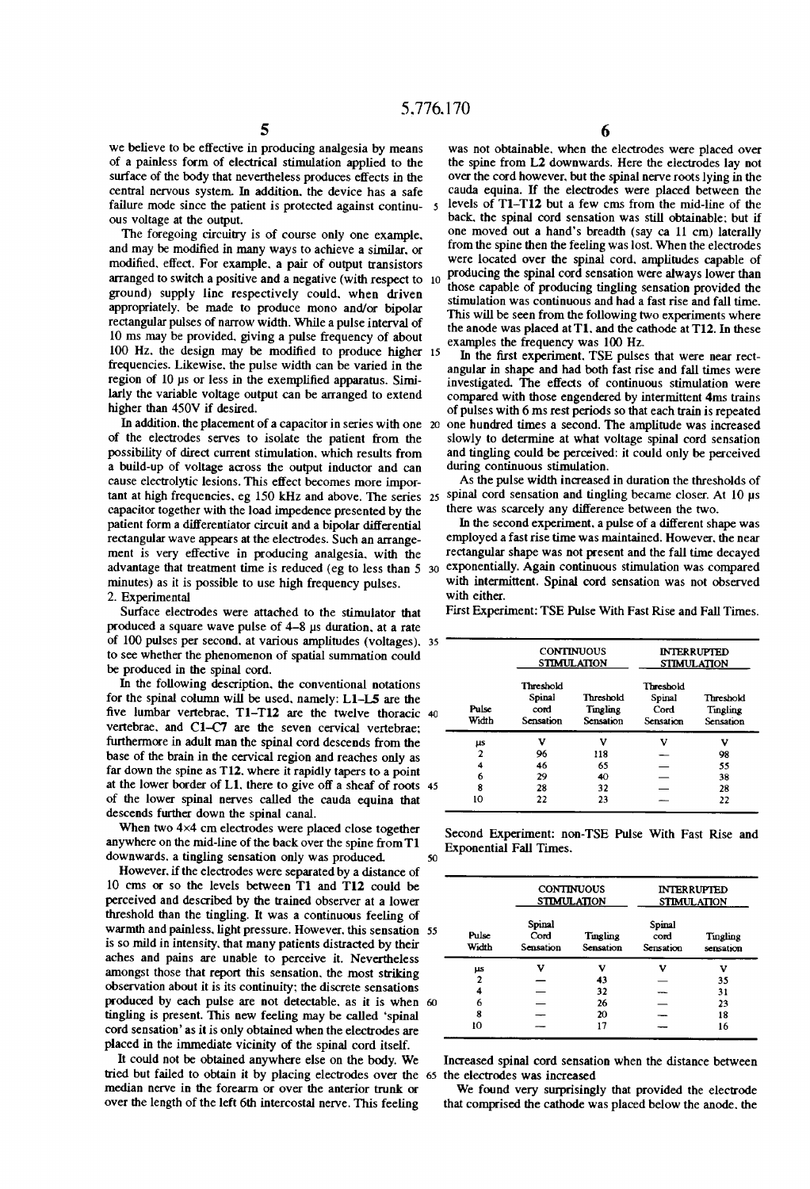we believe to be effective in producing analgesia by means of a painless form of electrical stimulation applied to the surface of the body that nevertheless produces effects in the central nervous system. In addition, the device has a safe failure mode since the patient is protected against continuous voltage at the output.

The foregoing circuitry is of course only one example, and may be modified in many ways to achieve a similar, or modified, effect. For example, a pair of output transistors arranged to switch a positive and a negative (with respect to ground) supply line respectively could, when driven appropriately, be made to produce mono and/or bipolar rectangular pulses of narrow width. While a pulse interval of 10 ms may be provided, giving a pulse frequency of about 100 Hz, the design may be modified to produce higher frequencies. Likewise, the pulse width can be varied in the region of 10 μs or less in the exemplified apparatus. Similarly the variable voltage output can be arranged to extend higher than 450V if desired.

In addition, the placement of a capacitor in series with one of the electrodes serves to isolate the patient from the possibility of direct current stimulation, which results from a build-up of voltage across the output inductor and can cause electrolytic lesions. This effect becomes more important at high frequencies, eg 150 kHz and above. The series capacitor together with the load impedence presented by the patient form a differentiator circuit and a bipolar differential rectangular wave appears at the electrodes. Such an arrangement is very effective in producing analgesia, with the advantage that treatment time is reduced (eg to less than 5 minutes) as it is possible to use high frequency pulses.

## 2. Experimental

Surface electrodes were attached to the stimulator that produced a square wave pulse of 4–8 μs duration, at a rate of 100 pulses per second, at various amplitudes (voltages), to see whether the phenomenon of spatial summation could be produced in the spinal cord.

In the following description, the conventional notations for the spinal column will be used, namely: L1–L5 are the five lumbar vertebrae, T1–T12 are the twelve thoracic vertebrae, and C1–C7 are the seven cervical vertebrae; furthermore in adult man the spinal cord descends from the base of the brain in the cervical region and reaches only as far down the spine as T12, where it rapidly tapers to a point at the lower border of L1, there to give off a sheaf of roots of the lower spinal nerves called the cauda equina that descends further down the spinal canal.

When two 4×4 cm electrodes were placed close together anywhere on the mid-line of the back over the spine from T1 downwards, a tingling sensation only was produced.

However, if the electrodes were separated by a distance of 10 cms or so the levels between T1 and T12 could be perceived and described by the trained observer at a lower threshold than the tingling. It was a continuous feeling of warmth and painless, light pressure. However, this sensation is so mild in intensity, that many patients distracted by their aches and pains are unable to perceive it. Nevertheless amongst those that report this sensation, the most striking observation about it is its continuity; the discrete sensations produced by each pulse are not detectable, as it is when tingling is present. This new feeling may be called 'spinal cord sensation' as it is only obtained when the electrodes are placed in the immediate vicinity of the spinal cord itself.

It could not be obtained anywhere else on the body. We tried but failed to obtain it by placing electrodes over the median nerve in the forearm or over the anterior trunk or over the length of the left 6th intercostal nerve. This feeling was not obtainable, when the electrodes were placed over the spine from L2 downwards. Here the electrodes lay not over the cord however, but the spinal nerve roots lying in the cauda equina. If the electrodes were placed between the levels of T1–T12 but a few cms from the mid-line of the back, the spinal cord sensation was still obtainable; but if one moved out a hand's breadth (say ca 11 cm) laterally from the spine then the feeling was lost. When the electrodes were located over the spinal cord, amplitudes capable of producing the spinal cord sensation were always lower than those capable of producing tingling sensation provided the stimulation was continuous and had a fast rise and fall time. This will be seen from the following two experiments where the anode was placed at T1, and the cathode at T12. In these examples the frequency was 100 Hz.

In the first experiment, TSE pulses that were near rectangular in shape and had both fast rise and fall times were investigated. The effects of continuous stimulation were compared with those engendered by intermittent 4ms trains of pulses with 6 ms rest periods so that each train is repeated one hundred times a second. The amplitude was increased slowly to determine at what voltage spinal cord sensation and tingling could be perceived: it could only be perceived during continuous stimulation.

As the pulse width increased in duration the thresholds of spinal cord sensation and tingling became closer. At 10 μs there was scarcely any difference between the two.

In the second experiment, a pulse of a different shape was employed a fast rise time was maintained. However, the near rectangular shape was not present and the fall time decayed exponentially. Again continuous stimulation was compared with intermittent. Spinal cord sensation was not observed with either.

First Experiment: TSE Pulse With Fast Rise and Fall Times.

| Pulse Width | CONTINUOUS STIMULATION Threshold Spinal cord Sensation | Threshold Tingling Sensation | INTERRUPTED STIMULATION Threshold Spinal Cord Sensation | Threshold Tingling Sensation |
|---|---|---|---|---|
| μs | V | V | V | V |
| 2 | 96 | 118 | — | 98 |
| 4 | 46 | 65 | — | 55 |
| 6 | 29 | 40 | — | 38 |
| 8 | 28 | 32 | — | 28 |
| 10 | 22 | 23 | — | 22 |

Second Experiment: non-TSE Pulse With Fast Rise and Exponential Fall Times.

| Pulse Width | CONTINUOUS STIMULATION Spinal Cord Sensation | Tingling Sensation | INTERRUPTED STIMULATION Spinal cord Sensation | Tingling sensation |
|---|---|---|---|---|
| μs | V | V | V | V |
| 2 | — | 43 | — | 35 |
| 4 | — | 32 | — | 31 |
| 6 | — | 26 | — | 23 |
| 8 | — | 20 | — | 18 |
| 10 | — | 17 | — | 16 |

Increased spinal cord sensation when the distance between the electrodes was increased

We found very surprisingly that provided the electrode that comprised the cathode was placed below the anode, the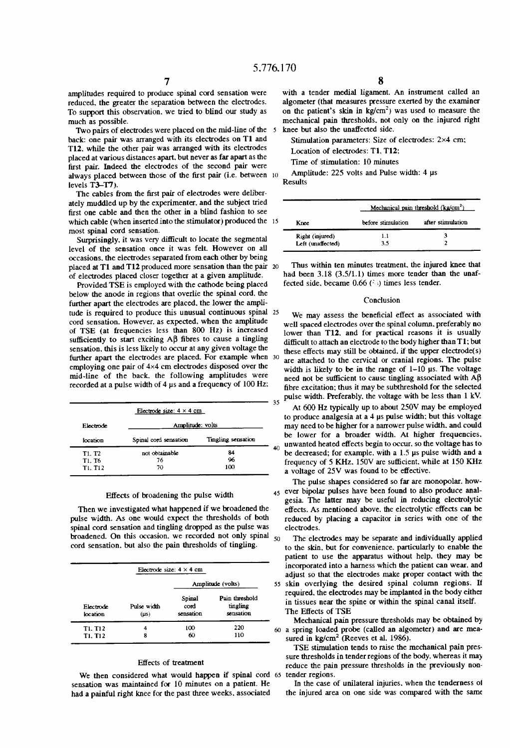amplitudes required to produce spinal cord sensation were reduced, the greater the separation between the electrodes. To support this observation, we tried to blind our study as much as possible.

Two pairs of electrodes were placed on the mid-line of the back: one pair was arranged with its electrodes on T1 and T12, while the other pair was arranged with its electrodes placed at various distances apart, but never as far apart as the first pair. Indeed the electrodes of the second pair were always placed between those of the first pair (i.e. between levels T3–T7).

The cables from the first pair of electrodes were deliberately muddled up by the experimenter, and the subject tried first one cable and then the other in a blind fashion to see which cable (when inserted into the stimulator) produced the most spinal cord sensation.

Surprisingly, it was very difficult to locate the segmental level of the sensation once it was felt. However on all occasions, the electrodes separated from each other by being placed at T1 and T12 produced more sensation than the pair of electrodes placed closer together at a given amplitude.

Provided TSE is employed with the cathode being placed below the anode in regions that overlie the spinal cord, the further apart the electrodes are placed, the lower the amplitude is required to produce this unusual continuous spinal cord sensation. However, as expected, when the amplitude of TSE (at frequencies less than 800 Hz) is increased sufficiently to start exciting Aβ fibres to cause a tingling sensation, this is less likely to occur at any given voltage the further apart the electrodes are placed. For example when employing one pair of 4×4 cm electrodes disposed over the mid-line of the back, the following amplitudes were recorded at a pulse width of 4 μs and a frequency of 100 Hz:

| | Electrode size: 4 × 4 cm | |
|---|---|---|
| Electrode | Amplitude: volts | |
| location | Spinal cord sensation | Tingling sensation |
| T1, T2 | not obtainable | 84 |
| T1, T6 | 76 | 96 |
| T1, T12 | 70 | 100 |

## Effects of broadening the pulse width

Then we investigated what happened if we broadened the pulse width. As one would expect the thresholds of both spinal cord sensation and tingling dropped as the pulse was broadened. On this occasion, we recorded not only spinal cord sensation, but also the pain thresholds of tingling.

| | | Electrode size: 4 × 4 cm | |
|---|---|---|---|
| | | Amplitude (volts) | |
| Electrode location | Pulse width (μs) | Spinal cord sensation | Pain threshold tingling sensation |
| T1, T12 | 4 | 100 | 220 |
| T1, T12 | 8 | 60 | 110 |

## Effects of treatment

We then considered what would happen if spinal cord sensation was maintained for 10 minutes on a patient. He had a painful right knee for the past three weeks, associated with a tender medial ligament. An instrument called an algometer (that measures pressure exerted by the examiner on the patient's skin in kg/cm²) was used to measure the mechanical pain thresholds, not only on the injured right knee but also the unaffected side.

Stimulation parameters: Size of electrodes: 2×4 cm;

Location of electrodes: T1, T12;

Time of stimulation: 10 minutes

Amplitude: 225 volts and Pulse width: 4 μs

Results

| | Mechanical pain threshold (kg/cm²) | |
|---|---|---|
| Knee | before stimulation | after stimulation |
| Right (injured) | 1.1 | 3 |
| Left (unaffected) | 3.5 | 2 |

Thus within ten minutes treatment, the injured knee that had been 3.18 (3.5/1.1) times more tender than the unaffected side, became 0.66 (⅔) times less tender.

## Conclusion

We may assess the beneficial effect as associated with well spaced electrodes over the spinal column, preferably no lower than T12, and for practical reasons it is usually difficult to attach an electrode to the body higher than T1; but these effects may still be obtained, if the upper electrode(s) are attached to the cervical or cranial regions. The pulse width is likely to be in the range of 1–10 μs. The voltage need not be sufficient to cause tingling associated with Aβ fibre excitation; thus it may be subthreshold for the selected pulse width. Preferably, the voltage with be less than 1 kV.

At 600 Hz typically up to about 250V may be employed to produce analgesia at a 4 μs pulse width; but this voltage may need to be higher for a narrower pulse width, and could be lower for a broader width. At higher frequencies, unwanted heated effects begin to occur, so the voltage has to be decreased; for example, with a 1.5 μs pulse width and a frequency of 5 KHz, 150V are sufficient, while at 150 KHz a voltage of 25V was found to be effective.

The pulse shapes considered so far are monopolar, however bipolar pulses have been found to also produce analgesia. The latter may be useful in reducing electrolytic effects. As mentioned above, the electrolytic effects can be reduced by placing a capacitor in series with one of the electrodes.

The electrodes may be separate and individually applied to the skin, but for convenience, particularly to enable the patient to use the apparatus without help, they may be incorporated into a harness which the patient can wear, and adjust so that the electrodes make proper contact with the skin overlying the desired spinal column regions. If required, the electrodes may be implanted in the body either in tissues near the spine or within the spinal canal itself.

The Effects of TSE

Mechanical pain pressure thresholds may be obtained by a spring loaded probe (called an algometer) and are measured in kg/cm² (Reeves et al, 1986).

TSE stimulation tends to raise the mechanical pain pressure thresholds in tender regions of the body, whereas it may reduce the pain pressure thresholds in the previously non-tender regions.

In the case of unilateral injuries, when the tenderness of the injured area on one side was compared with the same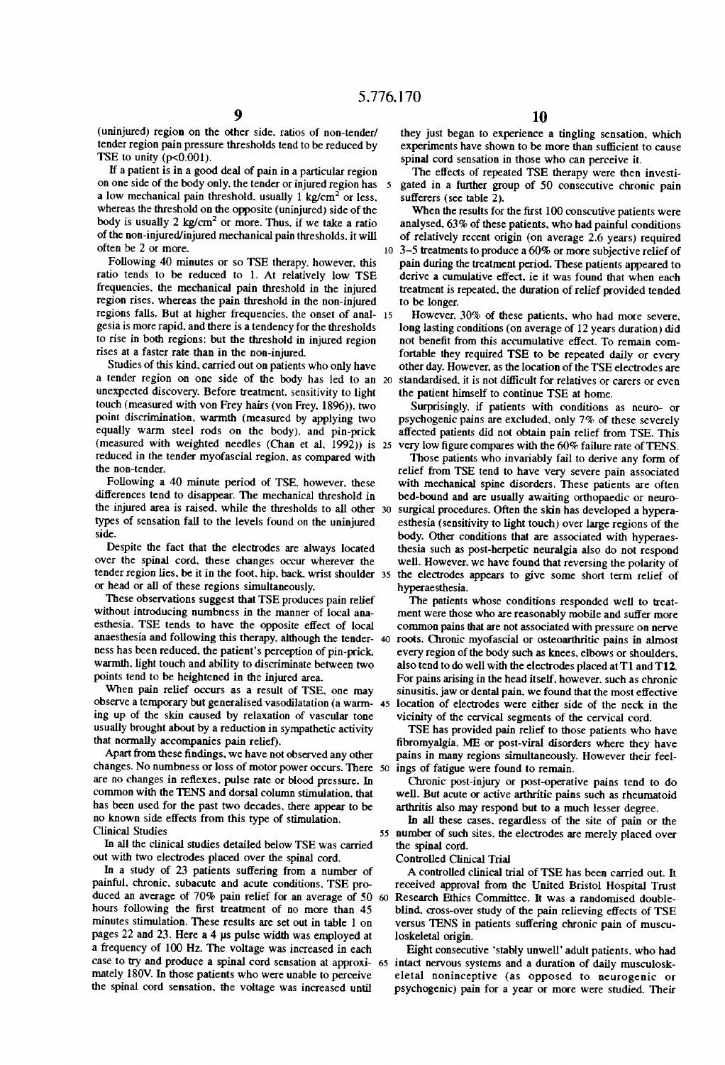(uninjured) region on the other side, ratios of non-tender/tender region pain pressure thresholds tend to be reduced by TSE to unity ($p<0.001$).

If a patient is in a good deal of pain in a particular region on one side of the body only, the tender or injured region has a low mechanical pain threshold, usually 1 kg/cm$^2$ or less, whereas the threshold on the opposite (uninjured) side of the body is usually 2 kg/cm$^2$ or more. Thus, if we take a ratio of the non-injured/injured mechanical pain thresholds, it will often be 2 or more.

Following 40 minutes or so TSE therapy, however, this ratio tends to be reduced to 1. At relatively low TSE frequencies, the mechanical pain threshold in the injured region rises, whereas the pain threshold in the non-injured regions falls. But at higher frequencies, the onset of analgesia is more rapid, and there is a tendency for the thresholds to rise in both regions: but the threshold in injured region rises at a faster rate than in the non-injured.

Studies of this kind, carried out on patients who only have a tender region on one side of the body has led to an unexpected discovery. Before treatment, sensitivity to light touch (measured with von Frey hairs (von Frey, 1896)), two point discrimination, warmth (measured by applying two equally warm steel rods on the body), and pin-prick (measured with weighted needles (Chan et al, 1992)) is reduced in the tender myofascial region, as compared with the non-tender.

Following a 40 minute period of TSE, however, these differences tend to disappear. The mechanical threshold in the injured area is raised, while the thresholds to all other types of sensation fall to the levels found on the uninjured side.

Despite the fact that the electrodes are always located over the spinal cord, these changes occur wherever the tender region lies, be it in the foot, hip, back, wrist shoulder or head or all of these regions simultaneously.

These observations suggest that TSE produces pain relief without introducing numbness in the manner of local anaesthesia. TSE tends to have the opposite effect of local anaesthesia and following this therapy, although the tenderness has been reduced, the patient's perception of pin-prick, warmth, light touch and ability to discriminate between two points tend to be heightened in the injured area.

When pain relief occurs as a result of TSE, one may observe a temporary but generalised vasodilatation (a warming up of the skin caused by relaxation of vascular tone usually brought about by a reduction in sympathetic activity that normally accompanies pain relief).

Apart from these findings, we have not observed any other changes. No numbness or loss of motor power occurs. There are no changes in reflexes, pulse rate or blood pressure. In common with the TENS and dorsal column stimulation, that has been used for the past two decades, there appear to be no known side effects from this type of stimulation.

## Clinical Studies

In all the clinical studies detailed below TSE was carried out with two electrodes placed over the spinal cord.

In a study of 23 patients suffering from a number of painful, chronic, subacute and acute conditions, TSE produced an average of 70% pain relief for an average of 50 hours following the first treatment of no more than 45 minutes stimulation. These results are set out in table 1 on pages 22 and 23. Here a 4 μs pulse width was employed at a frequency of 100 Hz. The voltage was increased in each case to try and produce a spinal cord sensation at approximately 180V. In those patients who were unable to perceive the spinal cord sensation, the voltage was increased until they just began to experience a tingling sensation, which experiments have shown to be more than sufficient to cause spinal cord sensation in those who can perceive it.

The effects of repeated TSE therapy were then investigated in a further group of 50 consecutive chronic pain sufferers (see table 2).

When the results for the first 100 conscutive patients were analysed, 63% of these patients, who had painful conditions of relatively recent origin (on average 2.6 years) required 3–5 treatments to produce a 60% or more subjective relief of pain during the treatment period. These patients appeared to derive a cumulative effect, ie it was found that when each treatment is repeated, the duration of relief provided tended to be longer.

However, 30% of these patients, who had more severe, long lasting conditions (on average of 12 years duration) did not benefit from this accumulative effect. To remain comfortable they required TSE to be repeated daily or every other day. However, as the location of the TSE electrodes are standardised, it is not difficult for relatives or carers or even the patient himself to continue TSE at home.

Surprisingly, if patients with conditions as neuro- or psychogenic pains are excluded, only 7% of these severely affected patients did not obtain pain relief from TSE. This very low figure compares with the 60% failure rate of TENS.

Those patients who invariably fail to derive any form of relief from TSE tend to have very severe pain associated with mechanical spine disorders. These patients are often bed-bound and are usually awaiting orthopaedic or neurosurgical procedures. Often the skin has developed a hyperaesthesia (sensitivity to light touch) over large regions of the body. Other conditions that are associated with hyperaesthesia such as post-herpetic neuralgia also do not respond well. However, we have found that reversing the polarity of the electrodes appears to give some short term relief of hyperaesthesia.

The patients whose conditions responded well to treatment were those who are reasonably mobile and suffer more common pains that are not associated with pressure on nerve roots. Chronic myofascial or osteoarthritic pains in almost every region of the body such as knees, elbows or shoulders, also tend to do well with the electrodes placed at T1 and T12. For pains arising in the head itself, however, such as chronic sinusitis, jaw or dental pain, we found that the most effective location of electrodes were either side of the neck in the vicinity of the cervical segments of the cervical cord.

TSE has provided pain relief to those patients who have fibromyalgia, ME or post-viral disorders where they have pains in many regions simultaneously. However their feelings of fatigue were found to remain.

Chronic post-injury or post-operative pains tend to do well. But acute or active arthritic pains such as rheumatoid arthritis also may respond but to a much lesser degree.

In all these cases, regardless of the site of pain or the number of such sites, the electrodes are merely placed over the spinal cord.

### Controlled Clinical Trial

A controlled clinical trial of TSE has been carried out. It received approval from the United Bristol Hospital Trust Research Ethics Committee. It was a randomised double-blind, cross-over study of the pain relieving effects of TSE versus TENS in patients suffering chronic pain of musculoskeletal origin.

Eight consecutive 'stably unwell' adult patients, who had intact nervous systems and a duration of daily musculoskeletal nonineceptive (as opposed to neurogenic or psychogenic) pain for a year or more were studied. Their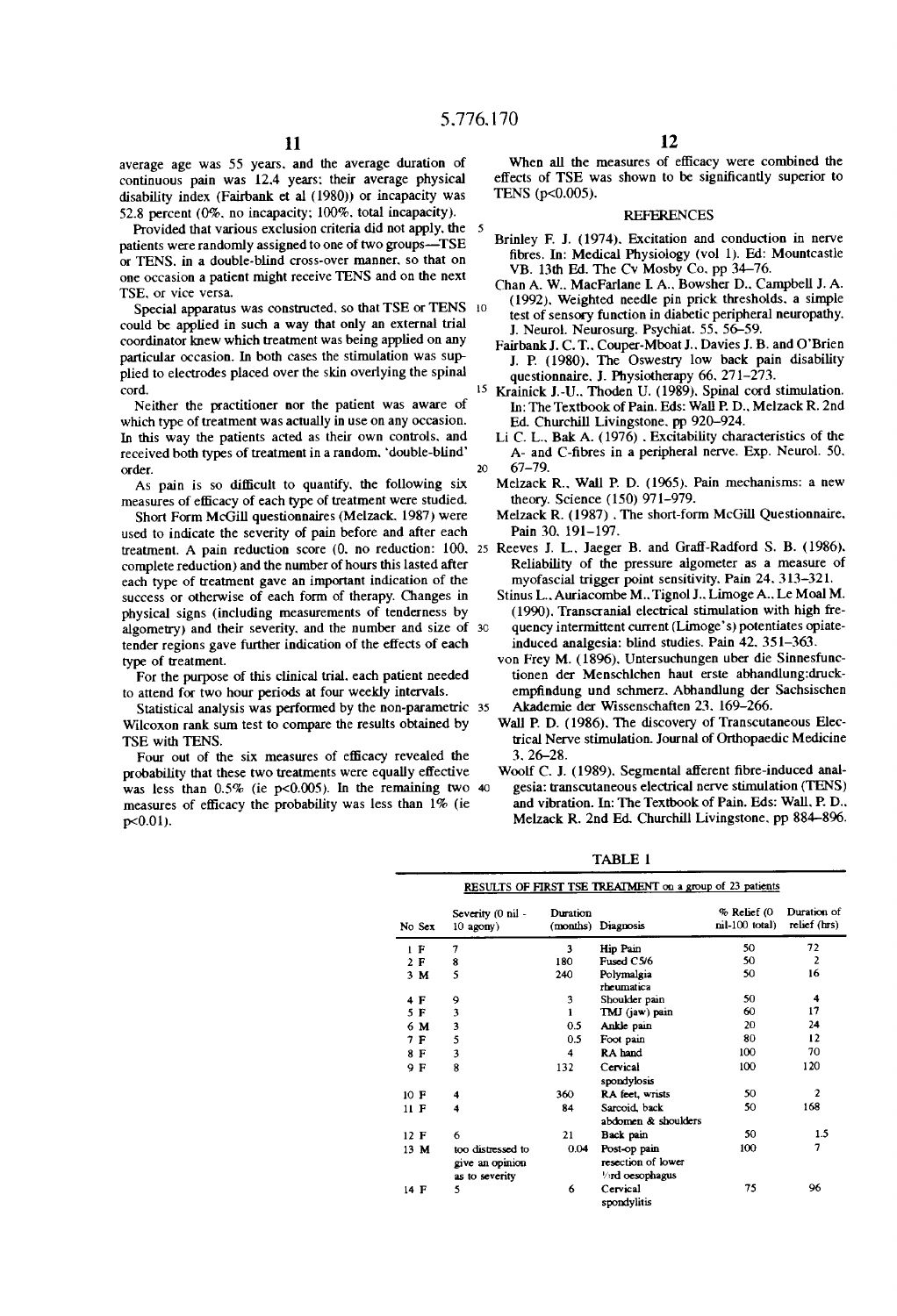average age was 55 years, and the average duration of continuous pain was 12.4 years; their average physical disability index (Fairbank et al (1980)) or incapacity was 52.8 percent (0%, no incapacity; 100%, total incapacity).

Provided that various exclusion criteria did not apply, the patients were randomly assigned to one of two groups—TSE or TENS, in a double-blind cross-over manner, so that on one occasion a patient might receive TENS and on the next TSE, or vice versa.

Special apparatus was constructed, so that TSE or TENS could be applied in such a way that only an external trial coordinator knew which treatment was being applied on any particular occasion. In both cases the stimulation was supplied to electrodes placed over the skin overlying the spinal cord.

Neither the practitioner nor the patient was aware of which type of treatment was actually in use on any occasion. In this way the patients acted as their own controls, and received both types of treatment in a random, 'double-blind' order.

As pain is so difficult to quantify, the following six measures of efficacy of each type of treatment were studied.

Short Form McGill questionnaires (Melzack, 1987) were used to indicate the severity of pain before and after each treatment. A pain reduction score (0, no reduction: 100, complete reduction) and the number of hours this lasted after each type of treatment gave an important indication of the success or otherwise of each form of therapy. Changes in physical signs (including measurements of tenderness by algometry) and their severity, and the number and size of tender regions gave further indication of the effects of each type of treatment.

For the purpose of this clinical trial, each patient needed to attend for two hour periods at four weekly intervals.

Statistical analysis was performed by the non-parametric Wilcoxon rank sum test to compare the results obtained by TSE with TENS.

Four out of the six measures of efficacy revealed the probability that these two treatments were equally effective was less than 0.5% (ie $p<0.005$). In the remaining two measures of efficacy the probability was less than 1% (ie $p<0.01$).

When all the measures of efficacy were combined the effects of TSE was shown to be significantly superior to TENS ($p<0.005$).

## REFERENCES

Brinley F. J. (1974). Excitation and conduction in nerve fibres. In: Medical Physiology (vol 1). Ed: Mountcastle VB. 13th Ed. The Cv Mosby Co. pp 34–76.

Chan A. W., MacFarlane I. A., Bowsher D., Campbell J. A. (1992). Weighted needle pin prick thresholds, a simple test of sensory function in diabetic peripheral neuropathy. J. Neurol. Neurosurg. Psychiat. 55, 56–59.

Fairbank J. C. T., Couper-Mboat J., Davies J. B. and O'Brien J. P. (1980). The Oswestry low back pain disability questionnaire. J. Physiotherapy 66, 271–273.

Krainick J.-U., Thoden U. (1989). Spinal cord stimulation. In: The Textbook of Pain. Eds: Wall P. D., Melzack R. 2nd Ed. Churchill Livingstone, pp 920–924.

Li C. L., Bak A. (1976). Excitability characteristics of the A- and C-fibres in a peripheral nerve. Exp. Neurol. 50, 67–79.

Melzack R., Wall P. D. (1965). Pain mechanisms: a new theory. Science (150) 971–979.

Melzack R (1987). The short-form McGill Questionnaire. Pain 30, 191–197.

Reeves J. L., Jaeger B. and Graff-Radford S. B. (1986). Reliability of the pressure algometer as a measure of myofascial trigger point sensitivity. Pain 24, 313–321.

Stinus L., Auriacombe M., Tignol J., Limoge A., Le Moal M. (1990). Transcranial electrical stimulation with high frequency intermittent current (Limoge's) potentiates opiate-induced analgesia: blind studies. Pain 42, 351–363.

von Frey M. (1896). Untersuchungen uber die Sinnesfunctionen der Menschlchen haut erste abhandlung:druckempfindung und schmerz. Abhandlung der Sachsischen Akademie der Wissenschaften 23, 169–266.

Wall P. D. (1986). The discovery of Transcutaneous Electrical Nerve stimulation. Journal of Orthopaedic Medicine 3, 26–28.

Woolf C. J. (1989). Segmental afferent fibre-induced analgesia: transcutaneous electrical nerve stimulation (TENS) and vibration. In: The Textbook of Pain. Eds: Wall, P. D., Melzack R. 2nd Ed. Churchill Livingstone, pp 884–896.

TABLE 1

RESULTS OF FIRST TSE TREATMENT on a group of 23 patients

| No | Sex | Severity (0 nil - 10 agony) | Duration (months) | Diagnosis | % Relief (0 nil-100 total) | Duration of relief (hrs) |
|---|---|---|---|---|---|---|
| 1 | F | 7 | 3 | Hip Pain | 50 | 72 |
| 2 | F | 8 | 180 | Fused C5/6 | 50 | 2 |
| 3 | M | 5 | 240 | Polymalgia rheumatica | 50 | 16 |
| 4 | F | 9 | 3 | Shoulder pain | 50 | 4 |
| 5 | F | 3 | 1 | TMJ (jaw) pain | 60 | 17 |
| 6 | M | 3 | 0.5 | Ankle pain | 20 | 24 |
| 7 | F | 5 | 0.5 | Foot pain | 80 | 12 |
| 8 | F | 3 | 4 | RA hand | 100 | 70 |
| 9 | F | 8 | 132 | Cervical spondylosis | 100 | 120 |
| 10 | F | 4 | 360 | RA feet, wrists | 50 | 2 |
| 11 | F | 4 | 84 | Sarcoid, back abdomen & shoulders | 50 | 168 |
| 12 | F | 6 | 21 | Back pain | 50 | 1.5 |
| 13 | M | too distressed to give an opinion as to severity | 0.04 | Post-op pain resection of lower ⅓rd oesophagus | 100 | 7 |
| 14 | F | 5 | 6 | Cervical spondylitis | 75 | 96 |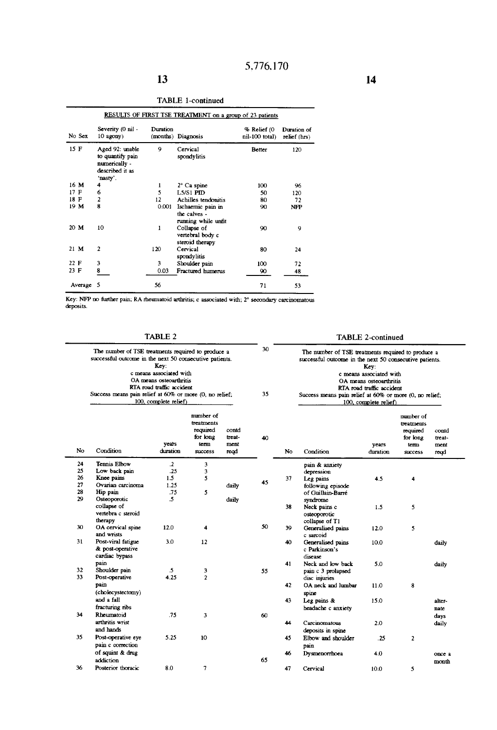TABLE 1-continued

RESULTS OF FIRST TSE TREATMENT on a group of 23 patients

| No Sex | Severity (0 nil - 10 agony) | Duration (months) | Diagnosis | % Relief (0 nil-100 total) | Duration of relief (hrs) |
|---|---|---|---|---|---|
| 15 F | Aged 92: unable to quantify pain numerically - described it as 'nasty'. | 9 | Cervical spondylitis | Better | 120 |
| 16 M | 4 | 1 | 2° Ca spine | 100 | 96 |
| 17 F | 6 | 5 | L5/S1 PID | 50 | 120 |
| 18 F | 2 | 12 | Achilles tendonitis | 80 | 72 |
| 19 M | 8 | 0.001 | Ischaemic pain in the calves - running while unfit | 90 | NFP |
| 20 M | 10 | 1 | Collapse of vertebral body c steroid therapy | 90 | 9 |
| 21 M | 2 | 120 | Cervical spondylitis | 80 | 24 |
| 22 F | 3 | 3 | Shoulder pain | 100 | 72 |
| 23 F | 8 | 0.03 | Fractured humerus | 90 | 48 |
| Average | 5 | 56 | | 71 | 53 |

Key: NFP no further pain; RA rheumatoid arthritis; c associated with; 2° secondary carcinomatous deposits.

TABLE 2

The number of TSE treatments required to produce a successful outcome in the next 50 consecutive patients.
Key:
c means associated with
OA means osteoarthritis
RTA road traffic accident
Success means pain relief at 60% or more (0, no relief; 100, complete relief)

| No | Condition | years duration | number of treatments required for long term success | contd treatment reqd |
|---|---|---|---|---|
| 24 | Tennis Elbow | .2 | 3 | |
| 25 | Low back pain | .25 | 3 | |
| 26 | Knee pains | 1.5 | 5 | |
| 27 | Ovarian carcinoma | 1.25 | | daily |
| 28 | Hip pain | .75 | 5 | |
| 29 | Osteoporotic collapse of vertebra c steroid therapy | .5 | | daily |
| 30 | OA cervical spine and wrists | 12.0 | 4 | |
| 31 | Post-viral fatigue & post-operative cardiac bypass pain | 3.0 | 12 | |
| 32 | Shoulder pain | .5 | 3 | |
| 33 | Post-operative pain (cholecystectomy) and a fall fracturing ribs | 4.25 | 2 | |
| 34 | Rheumatoid arthritis wrist and hands | .75 | 3 | |
| 35 | Post-operative eye pain c correction of squint & drug addiction | 5.25 | 10 | |
| 36 | Posterior thoracic pain & anxiety depression | 8.0 | 7 | |
| 37 | Leg pains following episode of Guillain-Barré syndrome | 4.5 | 4 | |
| 38 | Neck pains c osteoporotic collapse of T1 | 1.5 | 5 | |
| 39 | Generalised pains c sarcoid | 12.0 | 5 | |
| 40 | Generalised pains c Parkinson's disease | 10.0 | | daily |
| 41 | Neck and low back pain c 3 prolapsed disc injuries | 5.0 | | daily |
| 42 | OA neck and lumbar spine | 11.0 | 8 | |
| 43 | Leg pains & headache c anxiety | 15.0 | | alternate days |
| 44 | Carcinomatous deposits in spine | 2.0 | | daily |
| 45 | Elbow and shoulder pain | .25 | 2 | |
| 46 | Dysmenorrhoea | 4.0 | | once a month |
| 47 | Cervical | 10.0 | 5 | |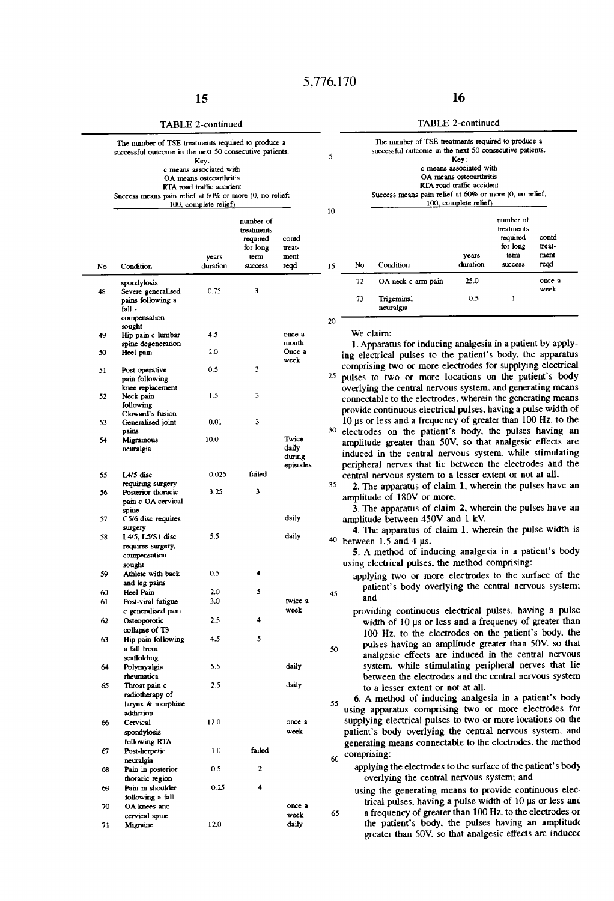TABLE 2-continued

The number of TSE treatments required to produce a successful outcome in the next 50 consecutive patients.
Key:
c means associated with
OA means osteoarthritis
RTA road traffic accident
Success means pain relief at 60% or more (0, no relief; 100, complete relief)

| No | Condition | years duration | number of treatments required for long term success | contd treatment reqd |
|---|---|---|---|---|
| | spondylosis | | | |
| 48 | Severe generalised pains following a fall - compensation sought | 0.75 | 3 | |
| 49 | Hip pain c lumbar spine degeneration | 4.5 | | once a month |
| 50 | Heel pain | 2.0 | | Once a week |
| 51 | Post-operative pain following knee replacement | 0.5 | 3 | |
| 52 | Neck pain following Cloward's fusion | 1.5 | 3 | |
| 53 | Generalised joint pains | 0.01 | 3 | |
| 54 | Migrainous neuralgia | 10.0 | | Twice daily during episodes |
| 55 | L4/5 disc requiring surgery | 0.025 | failed | |
| 56 | Posterior thoracic pain c OA cervical spine | 3.25 | 3 | |
| 57 | C5/6 disc requires surgery | | | daily |
| 58 | L4/5, L5/S1 disc requires surgery, compensation sought | 5.5 | | daily |
| 59 | Athlete with back and leg pains | 0.5 | 4 | |
| 60 | Heel Pain | 2.0 | 5 | |
| 61 | Post-viral fatigue c generalised pain | 3.0 | | twice a week |
| 62 | Osteoporotic collapse of T3 | 2.5 | 4 | |
| 63 | Hip pain following a fall from scaffolding | 4.5 | 5 | |
| 64 | Polymyalgia rheumatica | 5.5 | | daily |
| 65 | Throat pain c radiotherapy of larynx & morphine addiction | 2.5 | | daily |
| 66 | Cervical spondylosis following RTA | 12.0 | | once a week |
| 67 | Post-herpetic neuralgia | 1.0 | failed | |
| 68 | Pain in posterior thoracic region | 0.5 | 2 | |
| 69 | Pain in shoulder following a fall | 0.25 | 4 | |
| 70 | OA knees and cervical spine | | | once a week |
| 71 | Migraine | 12.0 | | daily |
| 72 | OA neck c arm pain | 25.0 | | once a week |
| 73 | Trigeminal neuralgia | 0.5 | 1 | |

We claim:

1. Apparatus for inducing analgesia in a patient by applying electrical pulses to the patient's body, the apparatus comprising two or more electrodes for supplying electrical pulses to two or more locations on the patient's body overlying the central nervous system, and generating means connectable to the electrodes, wherein the generating means provide continuous electrical pulses, having a pulse width of 10 μs or less and a frequency of greater than 100 Hz, to the electrodes on the patient's body, the pulses having an amplitude greater than 50V, so that analgesic effects are induced in the central nervous system, while stimulating peripheral nerves that lie between the electrodes and the central nervous system to a lesser extent or not at all.

2. The apparatus of claim 1, wherein the pulses have an amplitude of 180V or more.

3. The apparatus of claim 2, wherein the pulses have an amplitude between 450V and 1 kV.

4. The apparatus of claim 1, wherein the pulse width is between 1.5 and 4 μs.

5. A method of inducing analgesia in a patient's body using electrical pulses, the method comprising:

applying two or more electrodes to the surface of the patient's body overlying the central nervous system; and

providing continuous electrical pulses, having a pulse width of 10 μs or less and a frequency of greater than 100 Hz, to the electrodes on the patient's body, the pulses having an amplitude greater than 50V, so that analgesic effects are induced in the central nervous system, while stimulating peripheral nerves that lie between the electrodes and the central nervous system to a lesser extent or not at all.

6. A method of inducing analgesia in a patient's body using apparatus comprising two or more electrodes for supplying electrical pulses to two or more locations on the patient's body overlying the central nervous system, and generating means connectable to the electrodes, the method comprising:

applying the electrodes to the surface of the patient's body overlying the central nervous system; and

using the generating means to provide continuous electrical pulses, having a pulse width of 10 μs or less and a frequency of greater than 100 Hz, to the electrodes on the patient's body, the pulses having an amplitude greater than 50V, so that analgesic effects are induced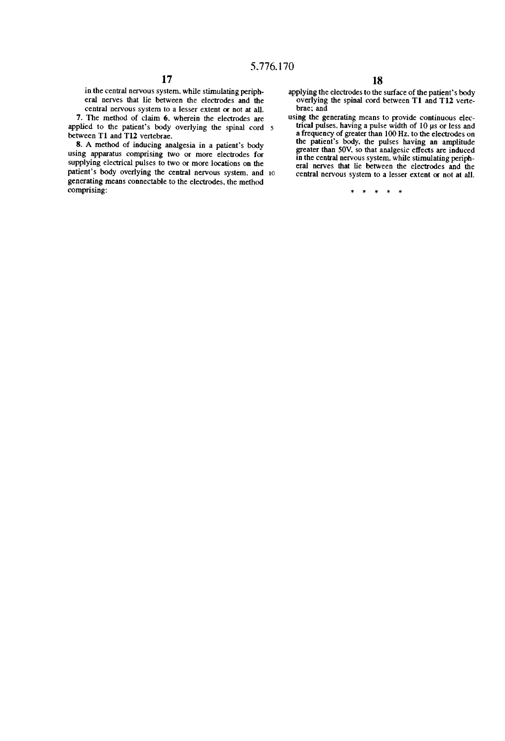in the central nervous system, while stimulating peripheral nerves that lie between the electrodes and the central nervous system to a lesser extent or not at all.

**7**. The method of claim **6**, wherein the electrodes are applied to the patient's body overlying the spinal cord between T1 and T12 vertebrae.

**8**. A method of inducing analgesia in a patient's body using apparatus comprising two or more electrodes for supplying electrical pulses to two or more locations on the patient's body overlying the central nervous system, and generating means connectable to the electrodes, the method comprising:

applying the electrodes to the surface of the patient's body overlying the spinal cord between T1 and T12 vertebrae; and

using the generating means to provide continuous electrical pulses, having a pulse width of 10 μs or less and a frequency of greater than 100 Hz, to the electrodes on the patient's body, the pulses having an amplitude greater than 50V, so that analgesic effects are induced in the central nervous system, while stimulating peripheral nerves that lie between the electrodes and the central nervous system to a lesser extent or not at all.

* * * * *